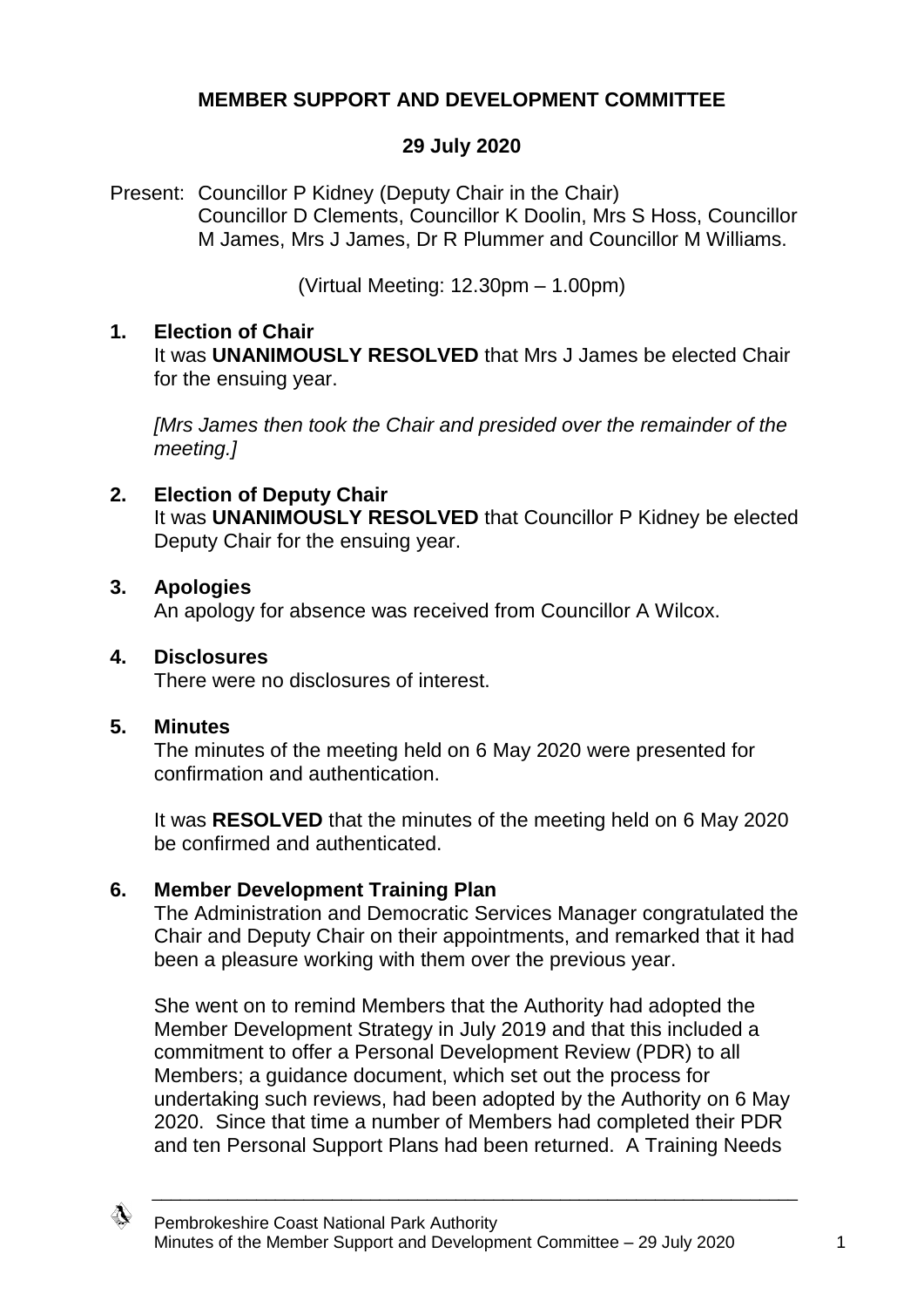# MEMBER SUPPORT AND DEVELOPMENT COMMITTEE

## 29 July 2020

Present: Councillor P Kidney (Deputy Chair in the Chair)
Councillor D Clements, Councillor K Doolin, Mrs S Hoss, Councillor M James, Mrs J James, Dr R Plummer and Councillor M Williams.

(Virtual Meeting: 12.30pm – 1.00pm)

### 1. Election of Chair

It was **UNANIMOUSLY RESOLVED** that Mrs J James be elected Chair for the ensuing year.

*[Mrs James then took the Chair and presided over the remainder of the meeting.]*

### 2. Election of Deputy Chair

It was **UNANIMOUSLY RESOLVED** that Councillor P Kidney be elected Deputy Chair for the ensuing year.

### 3. Apologies

An apology for absence was received from Councillor A Wilcox.

### 4. Disclosures

There were no disclosures of interest.

### 5. Minutes

The minutes of the meeting held on 6 May 2020 were presented for confirmation and authentication.

It was **RESOLVED** that the minutes of the meeting held on 6 May 2020 be confirmed and authenticated.

### 6. Member Development Training Plan

The Administration and Democratic Services Manager congratulated the Chair and Deputy Chair on their appointments, and remarked that it had been a pleasure working with them over the previous year.

She went on to remind Members that the Authority had adopted the Member Development Strategy in July 2019 and that this included a commitment to offer a Personal Development Review (PDR) to all Members; a guidance document, which set out the process for undertaking such reviews, had been adopted by the Authority on 6 May 2020. Since that time a number of Members had completed their PDR and ten Personal Support Plans had been returned. A Training Needs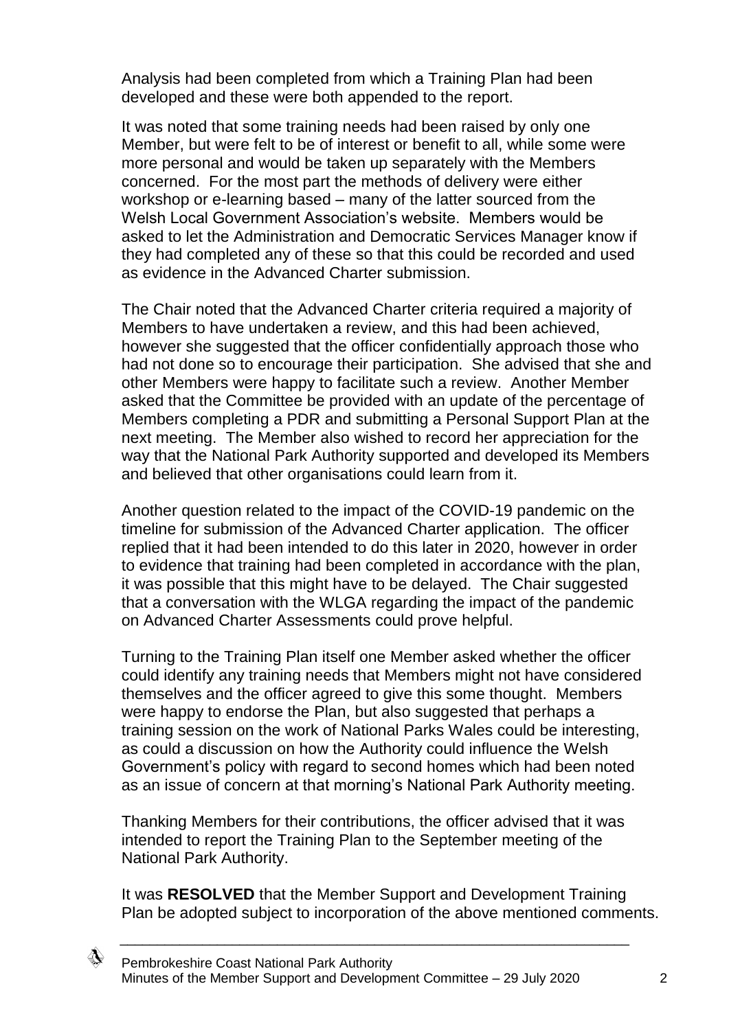Analysis had been completed from which a Training Plan had been developed and these were both appended to the report.

It was noted that some training needs had been raised by only one Member, but were felt to be of interest or benefit to all, while some were more personal and would be taken up separately with the Members concerned. For the most part the methods of delivery were either workshop or e-learning based – many of the latter sourced from the Welsh Local Government Association's website. Members would be asked to let the Administration and Democratic Services Manager know if they had completed any of these so that this could be recorded and used as evidence in the Advanced Charter submission.

The Chair noted that the Advanced Charter criteria required a majority of Members to have undertaken a review, and this had been achieved, however she suggested that the officer confidentially approach those who had not done so to encourage their participation. She advised that she and other Members were happy to facilitate such a review. Another Member asked that the Committee be provided with an update of the percentage of Members completing a PDR and submitting a Personal Support Plan at the next meeting. The Member also wished to record her appreciation for the way that the National Park Authority supported and developed its Members and believed that other organisations could learn from it.

Another question related to the impact of the COVID-19 pandemic on the timeline for submission of the Advanced Charter application. The officer replied that it had been intended to do this later in 2020, however in order to evidence that training had been completed in accordance with the plan, it was possible that this might have to be delayed. The Chair suggested that a conversation with the WLGA regarding the impact of the pandemic on Advanced Charter Assessments could prove helpful.

Turning to the Training Plan itself one Member asked whether the officer could identify any training needs that Members might not have considered themselves and the officer agreed to give this some thought. Members were happy to endorse the Plan, but also suggested that perhaps a training session on the work of National Parks Wales could be interesting, as could a discussion on how the Authority could influence the Welsh Government's policy with regard to second homes which had been noted as an issue of concern at that morning's National Park Authority meeting.

Thanking Members for their contributions, the officer advised that it was intended to report the Training Plan to the September meeting of the National Park Authority.

It was **RESOLVED** that the Member Support and Development Training Plan be adopted subject to incorporation of the above mentioned comments.